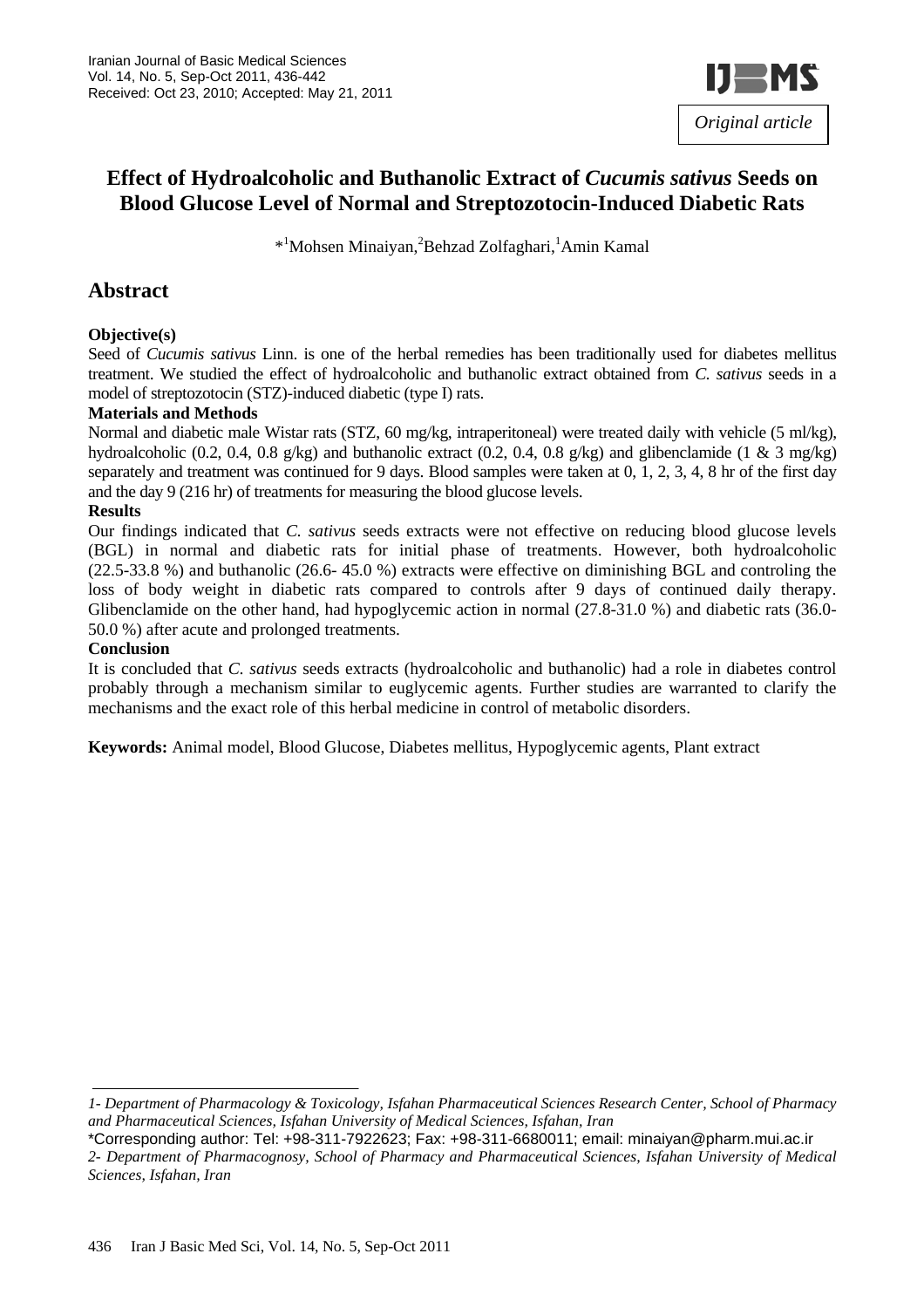Original article

# Effect of Hydroalcoholic and Buthanolic Extract of *Cucumis sativus* Seeds on Blood Glucose Level of Normal and Streptozotocin-Induced Diabetic Rats

*[1]Mohsen Minaiyan, [2]Behzad Zolfaghari, [1]Amin Kamal

## Abstract

**Objective(s)**

Seed of *Cucumis sativus* Linn. is one of the herbal remedies has been traditionally used for diabetes mellitus treatment. We studied the effect of hydroalcoholic and buthanolic extract obtained from *C. sativus* seeds in a model of streptozotocin (STZ)-induced diabetic (type I) rats.

**Materials and Methods**

Normal and diabetic male Wistar rats (STZ, 60 mg/kg, intraperitoneal) were treated daily with vehicle (5 ml/kg), hydroalcoholic (0.2, 0.4, 0.8 g/kg) and buthanolic extract (0.2, 0.4, 0.8 g/kg) and glibenclamide (1 & 3 mg/kg) separately and treatment was continued for 9 days. Blood samples were taken at 0, 1, 2, 3, 4, 8 hr of the first day and the day 9 (216 hr) of treatments for measuring the blood glucose levels.

**Results**

Our findings indicated that *C. sativus* seeds extracts were not effective on reducing blood glucose levels (BGL) in normal and diabetic rats for initial phase of treatments. However, both hydroalcoholic (22.5-33.8 %) and buthanolic (26.6- 45.0 %) extracts were effective on diminishing BGL and controling the loss of body weight in diabetic rats compared to controls after 9 days of continued daily therapy. Glibenclamide on the other hand, had hypoglycemic action in normal (27.8-31.0 %) and diabetic rats (36.0-50.0 %) after acute and prolonged treatments.

**Conclusion**

It is concluded that *C. sativus* seeds extracts (hydroalcoholic and buthanolic) had a role in diabetes control probably through a mechanism similar to euglycemic agents. Further studies are warranted to clarify the mechanisms and the exact role of this herbal medicine in control of metabolic disorders.

**Keywords:** Animal model, Blood Glucose, Diabetes mellitus, Hypoglycemic agents, Plant extract

---

*1- Department of Pharmacology & Toxicology, Isfahan Pharmaceutical Sciences Research Center, School of Pharmacy and Pharmaceutical Sciences, Isfahan University of Medical Sciences, Isfahan, Iran*

*Corresponding author: Tel: +98-311-7922623; Fax: +98-311-6680011; email: minaiyan@pharm.mui.ac.ir

*2- Department of Pharmacognosy, School of Pharmacy and Pharmaceutical Sciences, Isfahan University of Medical Sciences, Isfahan, Iran*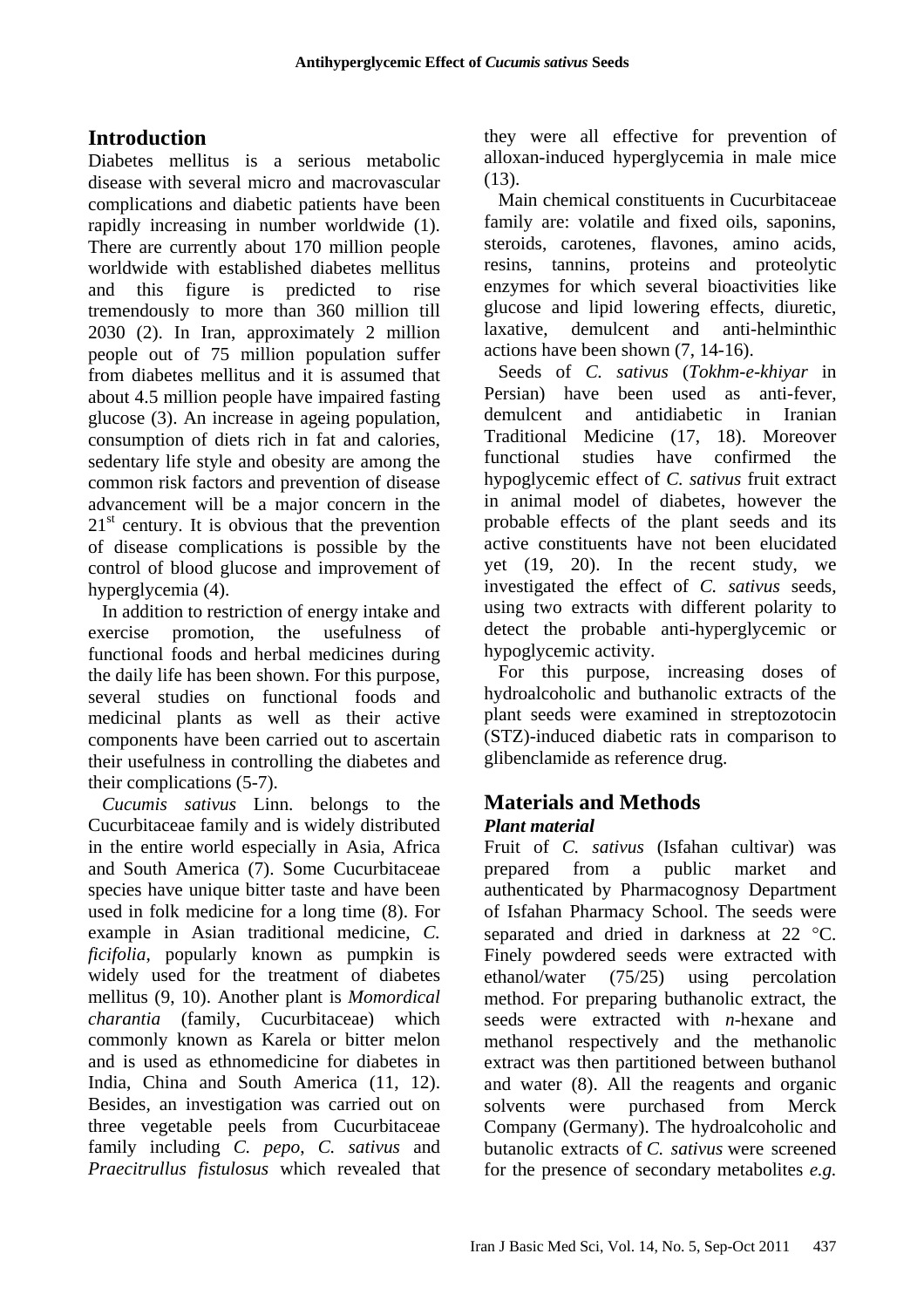## Introduction

Diabetes mellitus is a serious metabolic disease with several micro and macrovascular complications and diabetic patients have been rapidly increasing in number worldwide (1). There are currently about 170 million people worldwide with established diabetes mellitus and this figure is predicted to rise tremendously to more than 360 million till 2030 (2). In Iran, approximately 2 million people out of 75 million population suffer from diabetes mellitus and it is assumed that about 4.5 million people have impaired fasting glucose (3). An increase in ageing population, consumption of diets rich in fat and calories, sedentary life style and obesity are among the common risk factors and prevention of disease advancement will be a major concern in the 21st century. It is obvious that the prevention of disease complications is possible by the control of blood glucose and improvement of hyperglycemia (4).

In addition to restriction of energy intake and exercise promotion, the usefulness of functional foods and herbal medicines during the daily life has been shown. For this purpose, several studies on functional foods and medicinal plants as well as their active components have been carried out to ascertain their usefulness in controlling the diabetes and their complications (5-7).

*Cucumis sativus* Linn. belongs to the Cucurbitaceae family and is widely distributed in the entire world especially in Asia, Africa and South America (7). Some Cucurbitaceae species have unique bitter taste and have been used in folk medicine for a long time (8). For example in Asian traditional medicine, *C. ficifolia*, popularly known as pumpkin is widely used for the treatment of diabetes mellitus (9, 10). Another plant is *Momordical charantia* (family, Cucurbitaceae) which commonly known as Karela or bitter melon and is used as ethnomedicine for diabetes in India, China and South America (11, 12). Besides, an investigation was carried out on three vegetable peels from Cucurbitaceae family including *C. pepo*, *C. sativus* and *Praecitrullus fistulosus* which revealed that they were all effective for prevention of alloxan-induced hyperglycemia in male mice (13).

Main chemical constituents in Cucurbitaceae family are: volatile and fixed oils, saponins, steroids, carotenes, flavones, amino acids, resins, tannins, proteins and proteolytic enzymes for which several bioactivities like glucose and lipid lowering effects, diuretic, laxative, demulcent and anti-helminthic actions have been shown (7, 14-16).

Seeds of *C. sativus* (*Tokhm-e-khiyar* in Persian) have been used as anti-fever, demulcent and antidiabetic in Iranian Traditional Medicine (17, 18). Moreover functional studies have confirmed the hypoglycemic effect of *C. sativus* fruit extract in animal model of diabetes, however the probable effects of the plant seeds and its active constituents have not been elucidated yet (19, 20). In the recent study, we investigated the effect of *C. sativus* seeds, using two extracts with different polarity to detect the probable anti-hyperglycemic or hypoglycemic activity.

For this purpose, increasing doses of hydroalcoholic and buthanolic extracts of the plant seeds were examined in streptozotocin (STZ)-induced diabetic rats in comparison to glibenclamide as reference drug.

## Materials and Methods

### *Plant material*

Fruit of *C. sativus* (Isfahan cultivar) was prepared from a public market and authenticated by Pharmacognosy Department of Isfahan Pharmacy School. The seeds were separated and dried in darkness at 22 °C. Finely powdered seeds were extracted with ethanol/water (75/25) using percolation method. For preparing buthanolic extract, the seeds were extracted with *n*-hexane and methanol respectively and the methanolic extract was then partitioned between buthanol and water (8). All the reagents and organic solvents were purchased from Merck Company (Germany). The hydroalcoholic and butanolic extracts of *C. sativus* were screened for the presence of secondary metabolites *e.g.*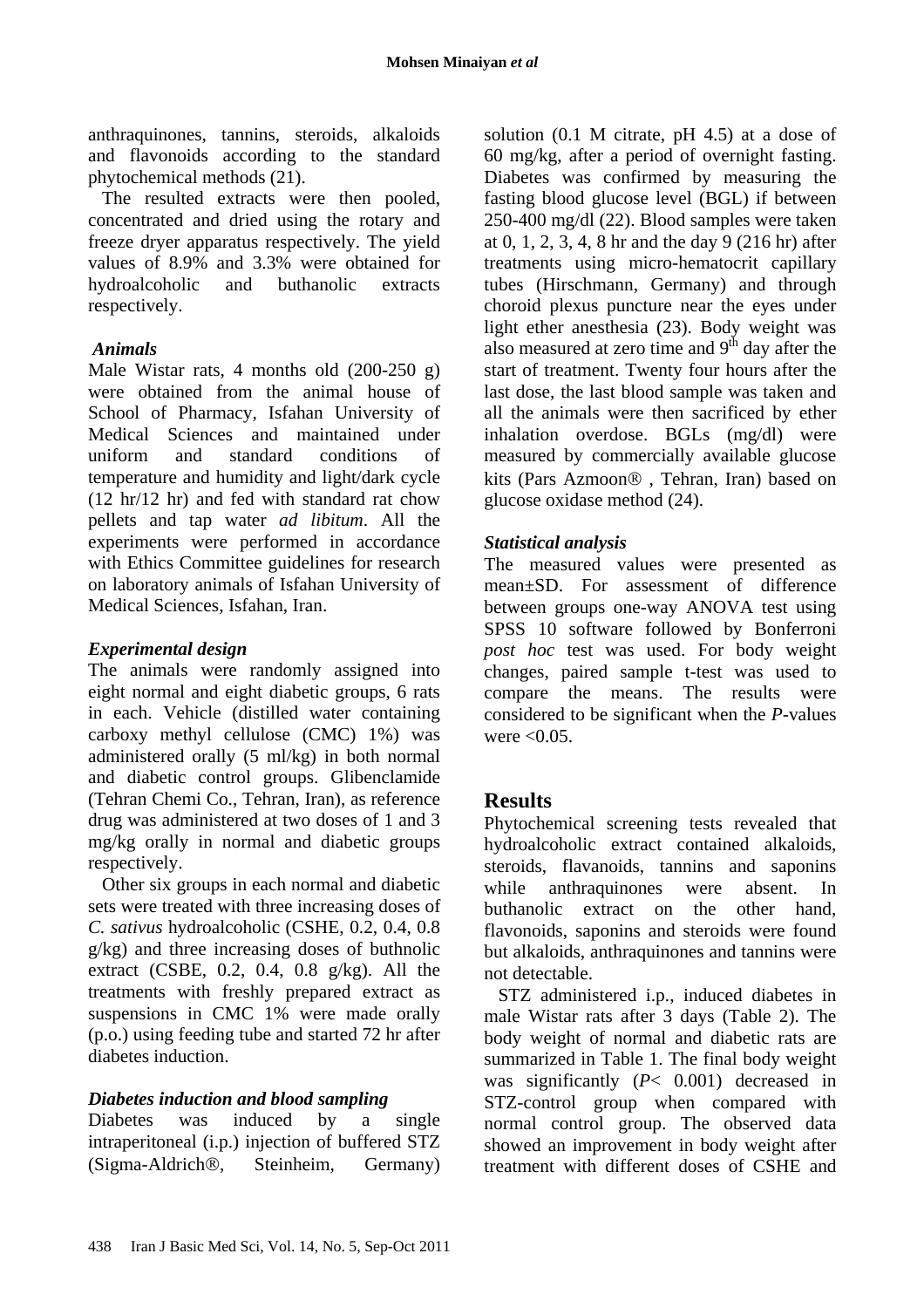anthraquinones, tannins, steroids, alkaloids and flavonoids according to the standard phytochemical methods (21).

The resulted extracts were then pooled, concentrated and dried using the rotary and freeze dryer apparatus respectively. The yield values of 8.9% and 3.3% were obtained for hydroalcoholic and buthanolic extracts respectively.

### *Animals*

Male Wistar rats, 4 months old (200-250 g) were obtained from the animal house of School of Pharmacy, Isfahan University of Medical Sciences and maintained under uniform and standard conditions of temperature and humidity and light/dark cycle (12 hr/12 hr) and fed with standard rat chow pellets and tap water *ad libitum*. All the experiments were performed in accordance with Ethics Committee guidelines for research on laboratory animals of Isfahan University of Medical Sciences, Isfahan, Iran.

### *Experimental design*

The animals were randomly assigned into eight normal and eight diabetic groups, 6 rats in each. Vehicle (distilled water containing carboxy methyl cellulose (CMC) 1%) was administered orally (5 ml/kg) in both normal and diabetic control groups. Glibenclamide (Tehran Chemi Co., Tehran, Iran), as reference drug was administered at two doses of 1 and 3 mg/kg orally in normal and diabetic groups respectively.

Other six groups in each normal and diabetic sets were treated with three increasing doses of *C. sativus* hydroalcoholic (CSHE, 0.2, 0.4, 0.8 g/kg) and three increasing doses of buthnolic extract (CSBE, 0.2, 0.4, 0.8 g/kg). All the treatments with freshly prepared extract as suspensions in CMC 1% were made orally (p.o.) using feeding tube and started 72 hr after diabetes induction.

### *Diabetes induction and blood sampling*

Diabetes was induced by a single intraperitoneal (i.p.) injection of buffered STZ (Sigma-Aldrich®, Steinheim, Germany) solution (0.1 M citrate, pH 4.5) at a dose of 60 mg/kg, after a period of overnight fasting. Diabetes was confirmed by measuring the fasting blood glucose level (BGL) if between 250-400 mg/dl (22). Blood samples were taken at 0, 1, 2, 3, 4, 8 hr and the day 9 (216 hr) after treatments using micro-hematocrit capillary tubes (Hirschmann, Germany) and through choroid plexus puncture near the eyes under light ether anesthesia (23). Body weight was also measured at zero time and 9$^{th}$ day after the start of treatment. Twenty four hours after the last dose, the last blood sample was taken and all the animals were then sacrificed by ether inhalation overdose. BGLs (mg/dl) were measured by commercially available glucose kits (Pars Azmoon® , Tehran, Iran) based on glucose oxidase method (24).

### *Statistical analysis*

The measured values were presented as mean±SD. For assessment of difference between groups one-way ANOVA test using SPSS 10 software followed by Bonferroni *post hoc* test was used. For body weight changes, paired sample t-test was used to compare the means. The results were considered to be significant when the *P*-values were <0.05.

## Results

Phytochemical screening tests revealed that hydroalcoholic extract contained alkaloids, steroids, flavanoids, tannins and saponins while anthraquinones were absent. In buthanolic extract on the other hand, flavonoids, saponins and steroids were found but alkaloids, anthraquinones and tannins were not detectable.

STZ administered i.p., induced diabetes in male Wistar rats after 3 days (Table 2). The body weight of normal and diabetic rats are summarized in Table 1. The final body weight was significantly ($P< 0.001$) decreased in STZ-control group when compared with normal control group. The observed data showed an improvement in body weight after treatment with different doses of CSHE and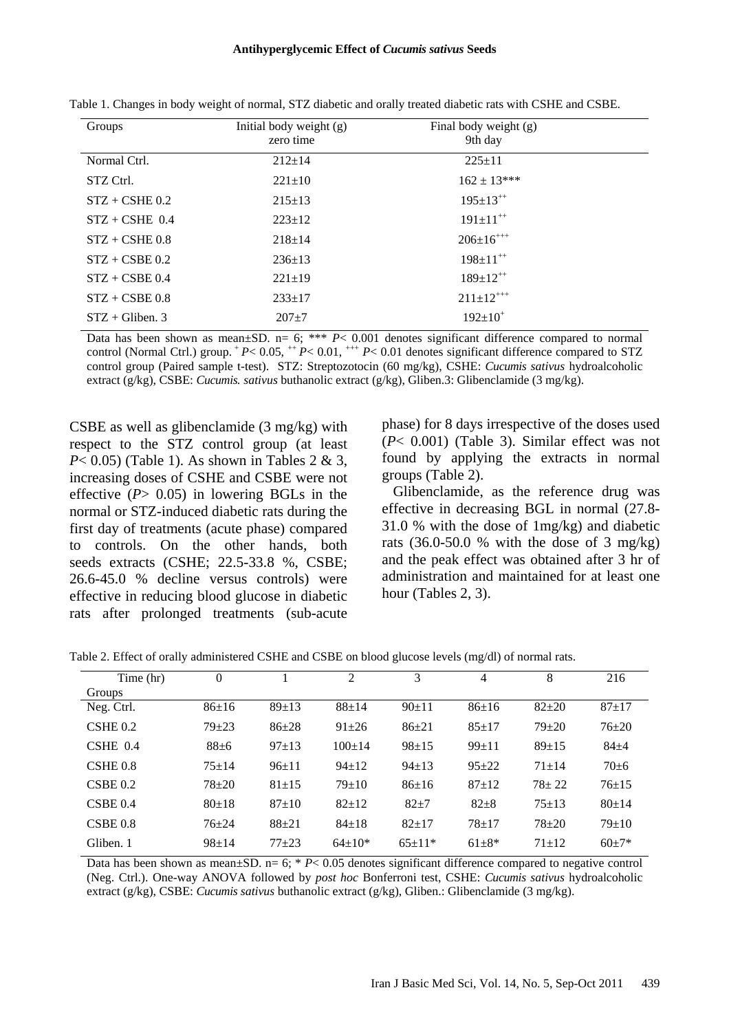Table 1. Changes in body weight of normal, STZ diabetic and orally treated diabetic rats with CSHE and CSBE.

| Groups | Initial body weight (g) zero time | Final body weight (g) 9th day |
|---|---|---|
| Normal Ctrl. | 212±14 | 225±11 |
| STZ Ctrl. | 221±10 | 162 ± 13*** |
| STZ + CSHE 0.2 | 215±13 | $195±13^{++}$ |
| STZ + CSHE 0.4 | 223±12 | $191±11^{++}$ |
| STZ + CSHE 0.8 | 218±14 | $206±16^{+++}$ |
| STZ + CSBE 0.2 | 236±13 | $198±11^{++}$ |
| STZ + CSBE 0.4 | 221±19 | $189±12^{++}$ |
| STZ + CSBE 0.8 | 233±17 | $211±12^{+++}$ |
| STZ + Gliben. 3 | 207±7 | $192±10^{+}$ |

Data has been shown as mean±SD. n= 6; *** $P< 0.001$ denotes significant difference compared to normal control (Normal Ctrl.) group. $^{+}$ $P< 0.05$, $^{++}$ $P< 0.01$, $^{+++}$ $P< 0.01$ denotes significant difference compared to STZ control group (Paired sample t-test). STZ: Streptozotocin (60 mg/kg), CSHE: *Cucumis sativus* hydroalcoholic extract (g/kg), CSBE: *Cucumis. sativus* buthanolic extract (g/kg), Gliben.3: Glibenclamide (3 mg/kg).

CSBE as well as glibenclamide (3 mg/kg) with respect to the STZ control group (at least $P< 0.05$) (Table 1). As shown in Tables 2 & 3, increasing doses of CSHE and CSBE were not effective ($P> 0.05$) in lowering BGLs in the normal or STZ-induced diabetic rats during the first day of treatments (acute phase) compared to controls. On the other hands, both seeds extracts (CSHE; 22.5-33.8 %, CSBE; 26.6-45.0 % decline versus controls) were effective in reducing blood glucose in diabetic rats after prolonged treatments (sub-acute phase) for 8 days irrespective of the doses used ($P< 0.001$) (Table 3). Similar effect was not found by applying the extracts in normal groups (Table 2).

Glibenclamide, as the reference drug was effective in decreasing BGL in normal (27.8-31.0 % with the dose of 1mg/kg) and diabetic rats (36.0-50.0 % with the dose of 3 mg/kg) and the peak effect was obtained after 3 hr of administration and maintained for at least one hour (Tables 2, 3).

Table 2. Effect of orally administered CSHE and CSBE on blood glucose levels (mg/dl) of normal rats.

| Time (hr) / Groups | 0 | 1 | 2 | 3 | 4 | 8 | 216 |
|---|---|---|---|---|---|---|---|
| Neg. Ctrl. | 86±16 | 89±13 | 88±14 | 90±11 | 86±16 | 82±20 | 87±17 |
| CSHE 0.2 | 79±23 | 86±28 | 91±26 | 86±21 | 85±17 | 79±20 | 76±20 |
| CSHE 0.4 | 88±6 | 97±13 | 100±14 | 98±15 | 99±11 | 89±15 | 84±4 |
| CSHE 0.8 | 75±14 | 96±11 | 94±12 | 94±13 | 95±22 | 71±14 | 70±6 |
| CSBE 0.2 | 78±20 | 81±15 | 79±10 | 86±16 | 87±12 | 78± 22 | 76±15 |
| CSBE 0.4 | 80±18 | 87±10 | 82±12 | 82±7 | 82±8 | 75±13 | 80±14 |
| CSBE 0.8 | 76±24 | 88±21 | 84±18 | 82±17 | 78±17 | 78±20 | 79±10 |
| Gliben. 1 | 98±14 | 77±23 | 64±10* | 65±11* | 61±8* | 71±12 | 60±7* |

Data has been shown as mean±SD. n= 6; * $P< 0.05$ denotes significant difference compared to negative control (Neg. Ctrl.). One-way ANOVA followed by *post hoc* Bonferroni test, CSHE: *Cucumis sativus* hydroalcoholic extract (g/kg), CSBE: *Cucumis sativus* buthanolic extract (g/kg), Gliben.: Glibenclamide (3 mg/kg).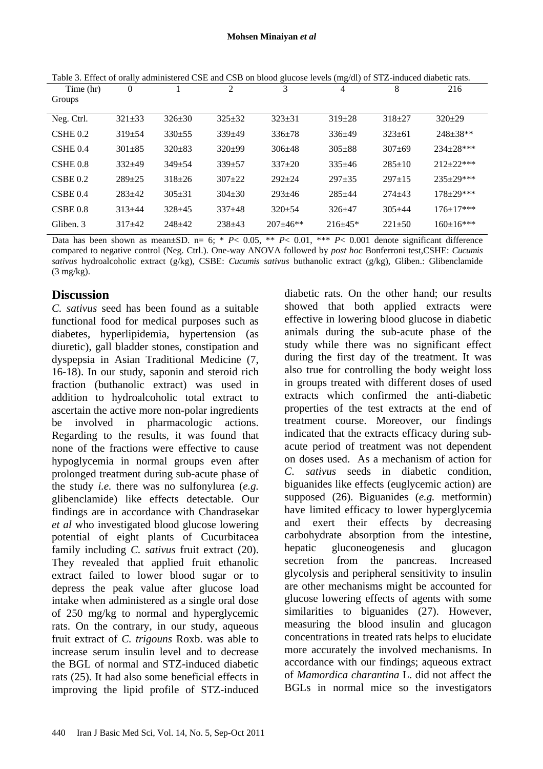Table 3. Effect of orally administered CSE and CSB on blood glucose levels (mg/dl) of STZ-induced diabetic rats.

| Time (hr) Groups | 0 | 1 | 2 | 3 | 4 | 8 | 216 |
|---|---|---|---|---|---|---|---|
| Neg. Ctrl. | 321±33 | 326±30 | 325±32 | 323±31 | 319±28 | 318±27 | 320±29 |
| CSHE 0.2 | 319±54 | 330±55 | 339±49 | 336±78 | 336±49 | 323±61 | 248±38** |
| CSHE 0.4 | 301±85 | 320±83 | 320±99 | 306±48 | 305±88 | 307±69 | 234±28*** |
| CSHE 0.8 | 332±49 | 349±54 | 339±57 | 337±20 | 335±46 | 285±10 | 212±22*** |
| CSBE 0.2 | 289±25 | 318±26 | 307±22 | 292±24 | 297±35 | 297±15 | 235±29*** |
| CSBE 0.4 | 283±42 | 305±31 | 304±30 | 293±46 | 285±44 | 274±43 | 178±29*** |
| CSBE 0.8 | 313±44 | 328±45 | 337±48 | 320±54 | 326±47 | 305±44 | 176±17*** |
| Gliben. 3 | 317±42 | 248±42 | 238±43 | 207±46** | 216±45* | 221±50 | 160±16*** |

Data has been shown as mean±SD. n= 6; * $P< 0.05$, ** $P< 0.01$, *** $P< 0.001$ denote significant difference compared to negative control (Neg. Ctrl.). One-way ANOVA followed by *post hoc* Bonferroni test,CSHE: *Cucumis sativus* hydroalcoholic extract (g/kg), CSBE: *Cucumis sativus* buthanolic extract (g/kg), Gliben.: Glibenclamide (3 mg/kg).

## Discussion

*C. sativus* seed has been found as a suitable functional food for medical purposes such as diabetes, hyperlipidemia, hypertension (as diuretic), gall bladder stones, constipation and dyspepsia in Asian Traditional Medicine (7, 16-18). In our study, saponin and steroid rich fraction (buthanolic extract) was used in addition to hydroalcoholic total extract to ascertain the active more non-polar ingredients be involved in pharmacologic actions. Regarding to the results, it was found that none of the fractions were effective to cause hypoglycemia in normal groups even after prolonged treatment during sub-acute phase of the study *i.e.* there was no sulfonylurea (*e.g.* glibenclamide) like effects detectable. Our findings are in accordance with Chandrasekar *et al* who investigated blood glucose lowering potential of eight plants of Cucurbitacea family including *C. sativus* fruit extract (20). They revealed that applied fruit ethanolic extract failed to lower blood sugar or to depress the peak value after glucose load intake when administered as a single oral dose of 250 mg/kg to normal and hyperglycemic rats. On the contrary, in our study, aqueous fruit extract of *C. trigouns* Roxb. was able to increase serum insulin level and to decrease the BGL of normal and STZ-induced diabetic rats (25). It had also some beneficial effects in improving the lipid profile of STZ-induced diabetic rats. On the other hand; our results showed that both applied extracts were effective in lowering blood glucose in diabetic animals during the sub-acute phase of the study while there was no significant effect during the first day of the treatment. It was also true for controlling the body weight loss in groups treated with different doses of used extracts which confirmed the anti-diabetic properties of the test extracts at the end of treatment course. Moreover, our findings indicated that the extracts efficacy during sub-acute period of treatment was not dependent on doses used. As a mechanism of action for *C. sativus* seeds in diabetic condition, biguanides like effects (euglycemic action) are supposed (26). Biguanides (*e.g.* metformin) have limited efficacy to lower hyperglycemia and exert their effects by decreasing carbohydrate absorption from the intestine, hepatic gluconeogenesis and glucagon secretion from the pancreas. Increased glycolysis and peripheral sensitivity to insulin are other mechanisms might be accounted for glucose lowering effects of agents with some similarities to biguanides (27). However, measuring the blood insulin and glucagon concentrations in treated rats helps to elucidate more accurately the involved mechanisms. In accordance with our findings; aqueous extract of *Mamordica charantina* L. did not affect the BGLs in normal mice so the investigators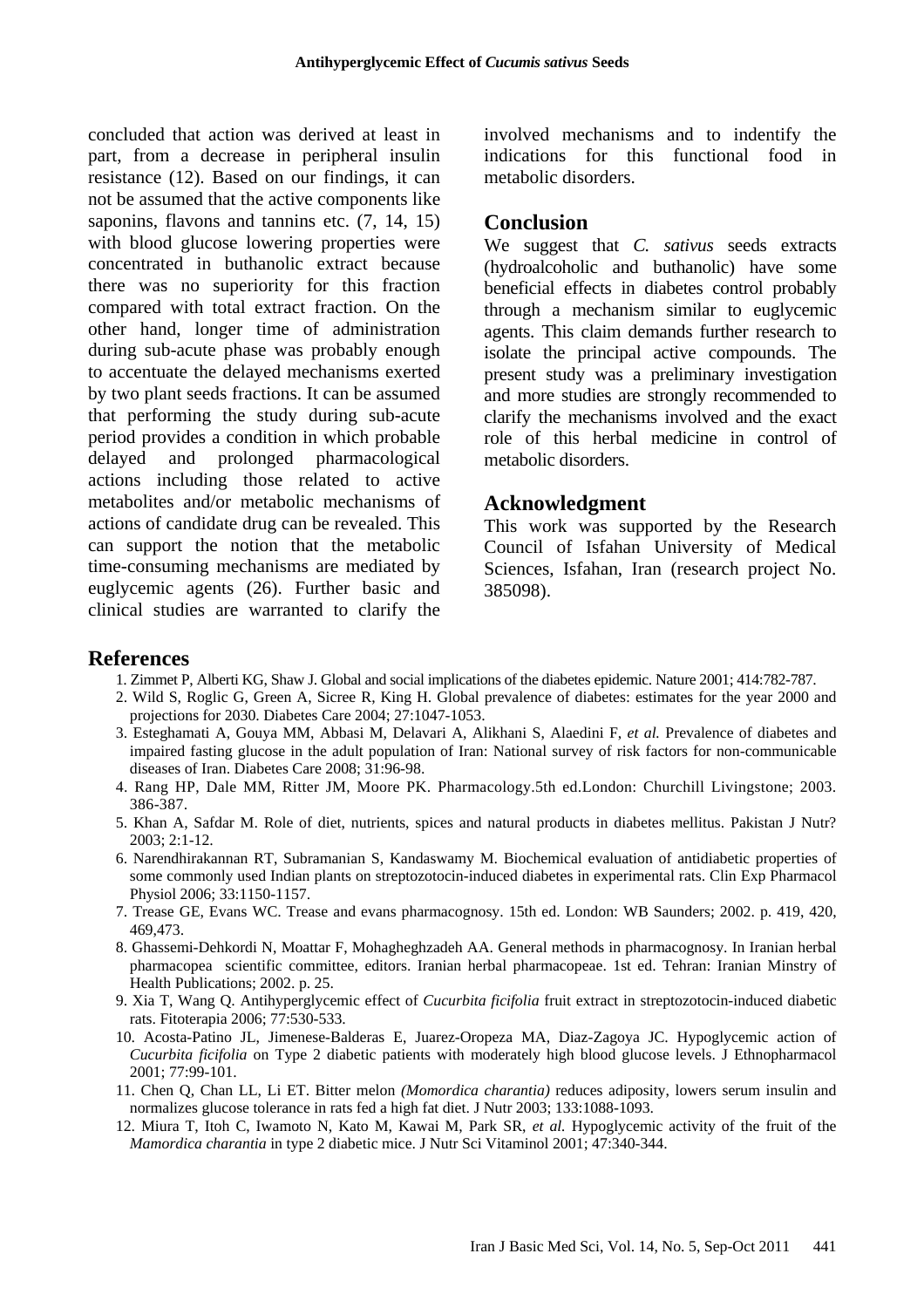concluded that action was derived at least in part, from a decrease in peripheral insulin resistance (12). Based on our findings, it can not be assumed that the active components like saponins, flavons and tannins etc. (7, 14, 15) with blood glucose lowering properties were concentrated in buthanolic extract because there was no superiority for this fraction compared with total extract fraction. On the other hand, longer time of administration during sub-acute phase was probably enough to accentuate the delayed mechanisms exerted by two plant seeds fractions. It can be assumed that performing the study during sub-acute period provides a condition in which probable delayed and prolonged pharmacological actions including those related to active metabolites and/or metabolic mechanisms of actions of candidate drug can be revealed. This can support the notion that the metabolic time-consuming mechanisms are mediated by euglycemic agents (26). Further basic and clinical studies are warranted to clarify the involved mechanisms and to indentify the indications for this functional food in metabolic disorders.

## Conclusion

We suggest that *C. sativus* seeds extracts (hydroalcoholic and buthanolic) have some beneficial effects in diabetes control probably through a mechanism similar to euglycemic agents. This claim demands further research to isolate the principal active compounds. The present study was a preliminary investigation and more studies are strongly recommended to clarify the mechanisms involved and the exact role of this herbal medicine in control of metabolic disorders.

## Acknowledgment

This work was supported by the Research Council of Isfahan University of Medical Sciences, Isfahan, Iran (research project No. 385098).

## References

1. Zimmet P, Alberti KG, Shaw J. Global and social implications of the diabetes epidemic. Nature 2001; 414:782-787.
2. Wild S, Roglic G, Green A, Sicree R, King H. Global prevalence of diabetes: estimates for the year 2000 and projections for 2030. Diabetes Care 2004; 27:1047-1053.
3. Esteghamati A, Gouya MM, Abbasi M, Delavari A, Alikhani S, Alaedini F, *et al.* Prevalence of diabetes and impaired fasting glucose in the adult population of Iran: National survey of risk factors for non-communicable diseases of Iran. Diabetes Care 2008; 31:96-98.
4. Rang HP, Dale MM, Ritter JM, Moore PK. Pharmacology.5th ed.London: Churchill Livingstone; 2003. 386-387.
5. Khan A, Safdar M. Role of diet, nutrients, spices and natural products in diabetes mellitus. Pakistan J Nutr? 2003; 2:1-12.
6. Narendhirakannan RT, Subramanian S, Kandaswamy M. Biochemical evaluation of antidiabetic properties of some commonly used Indian plants on streptozotocin-induced diabetes in experimental rats. Clin Exp Pharmacol Physiol 2006; 33:1150-1157.
7. Trease GE, Evans WC. Trease and evans pharmacognosy. 15th ed. London: WB Saunders; 2002. p. 419, 420, 469,473.
8. Ghassemi-Dehkordi N, Moattar F, Mohagheghzadeh AA. General methods in pharmacognosy. In Iranian herbal pharmacopea scientific committee, editors. Iranian herbal pharmacopeae. 1st ed. Tehran: Iranian Minstry of Health Publications; 2002. p. 25.
9. Xia T, Wang Q. Antihyperglycemic effect of *Cucurbita ficifolia* fruit extract in streptozotocin-induced diabetic rats. Fitoterapia 2006; 77:530-533.
10. Acosta-Patino JL, Jimenese-Balderas E, Juarez-Oropeza MA, Diaz-Zagoya JC. Hypoglycemic action of *Cucurbita ficifolia* on Type 2 diabetic patients with moderately high blood glucose levels. J Ethnopharmacol 2001; 77:99-101.
11. Chen Q, Chan LL, Li ET. Bitter melon *(Momordica charantia)* reduces adiposity, lowers serum insulin and normalizes glucose tolerance in rats fed a high fat diet. J Nutr 2003; 133:1088-1093.
12. Miura T, Itoh C, Iwamoto N, Kato M, Kawai M, Park SR, *et al.* Hypoglycemic activity of the fruit of the *Mamordica charantia* in type 2 diabetic mice. J Nutr Sci Vitaminol 2001; 47:340-344.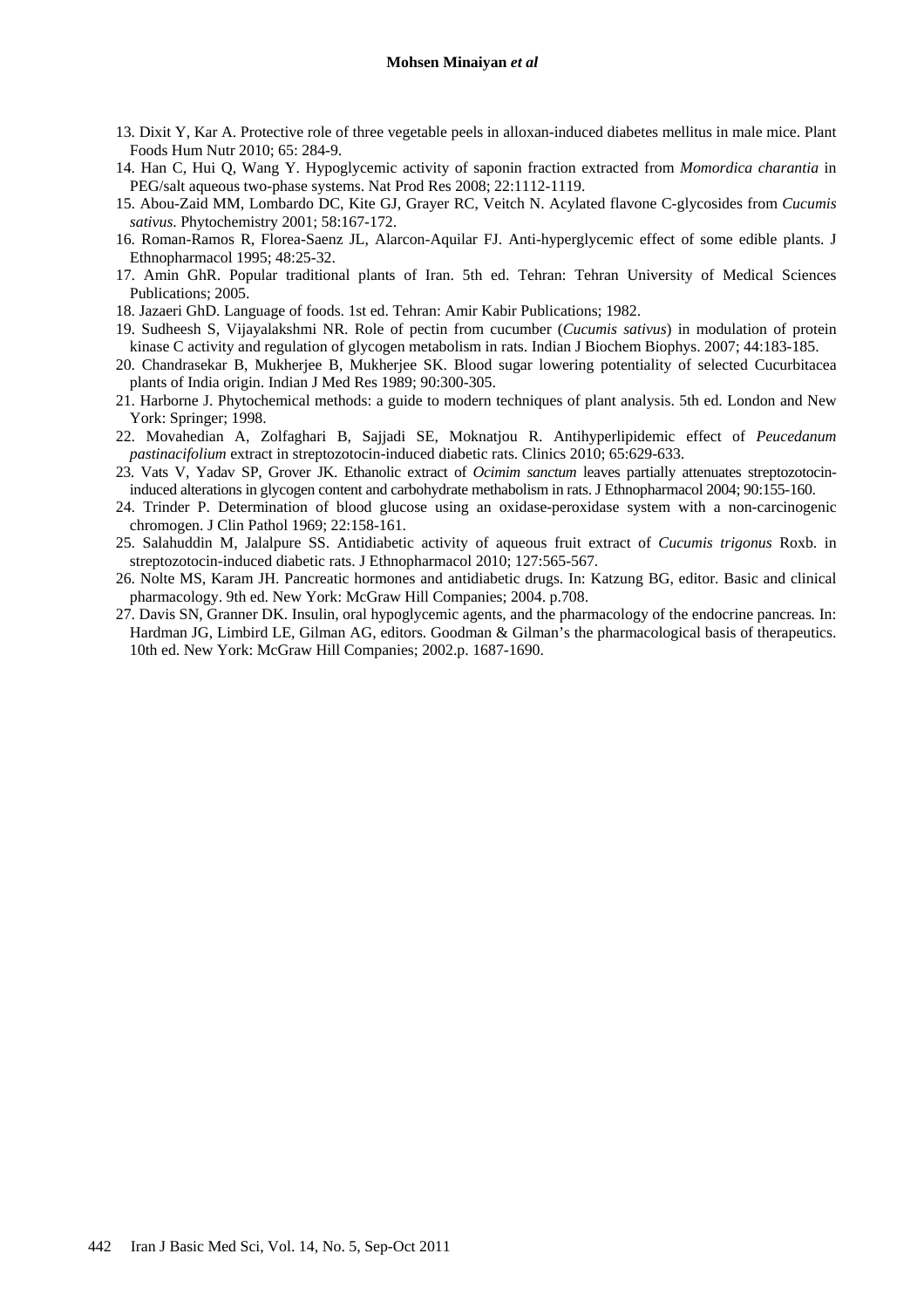13. Dixit Y, Kar A. Protective role of three vegetable peels in alloxan-induced diabetes mellitus in male mice. Plant Foods Hum Nutr 2010; 65: 284-9.
14. Han C, Hui Q, Wang Y. Hypoglycemic activity of saponin fraction extracted from *Momordica charantia* in PEG/salt aqueous two-phase systems. Nat Prod Res 2008; 22:1112-1119.
15. Abou-Zaid MM, Lombardo DC, Kite GJ, Grayer RC, Veitch N. Acylated flavone C-glycosides from *Cucumis sativus*. Phytochemistry 2001; 58:167-172.
16. Roman-Ramos R, Florea-Saenz JL, Alarcon-Aquilar FJ. Anti-hyperglycemic effect of some edible plants. J Ethnopharmacol 1995; 48:25-32.
17. Amin GhR. Popular traditional plants of Iran. 5th ed. Tehran: Tehran University of Medical Sciences Publications; 2005.
18. Jazaeri GhD. Language of foods. 1st ed. Tehran: Amir Kabir Publications; 1982.
19. Sudheesh S, Vijayalakshmi NR. Role of pectin from cucumber (*Cucumis sativus*) in modulation of protein kinase C activity and regulation of glycogen metabolism in rats. Indian J Biochem Biophys. 2007; 44:183-185.
20. Chandrasekar B, Mukherjee B, Mukherjee SK. Blood sugar lowering potentiality of selected Cucurbitacea plants of India origin. Indian J Med Res 1989; 90:300-305.
21. Harborne J. Phytochemical methods: a guide to modern techniques of plant analysis. 5th ed. London and New York: Springer; 1998.
22. Movahedian A, Zolfaghari B, Sajjadi SE, Moknatjou R. Antihyperlipidemic effect of *Peucedanum pastinacifolium* extract in streptozotocin-induced diabetic rats. Clinics 2010; 65:629-633.
23. Vats V, Yadav SP, Grover JK. Ethanolic extract of *Ocimim sanctum* leaves partially attenuates streptozotocin-induced alterations in glycogen content and carbohydrate methabolism in rats. J Ethnopharmacol 2004; 90:155-160.
24. Trinder P. Determination of blood glucose using an oxidase-peroxidase system with a non-carcinogenic chromogen. J Clin Pathol 1969; 22:158-161.
25. Salahuddin M, Jalalpure SS. Antidiabetic activity of aqueous fruit extract of *Cucumis trigonus* Roxb. in streptozotocin-induced diabetic rats. J Ethnopharmacol 2010; 127:565-567.
26. Nolte MS, Karam JH. Pancreatic hormones and antidiabetic drugs. In: Katzung BG, editor. Basic and clinical pharmacology. 9th ed. New York: McGraw Hill Companies; 2004. p.708.
27. Davis SN, Granner DK. Insulin, oral hypoglycemic agents, and the pharmacology of the endocrine pancreas. In: Hardman JG, Limbird LE, Gilman AG, editors. Goodman & Gilman's the pharmacological basis of therapeutics. 10th ed. New York: McGraw Hill Companies; 2002.p. 1687-1690.